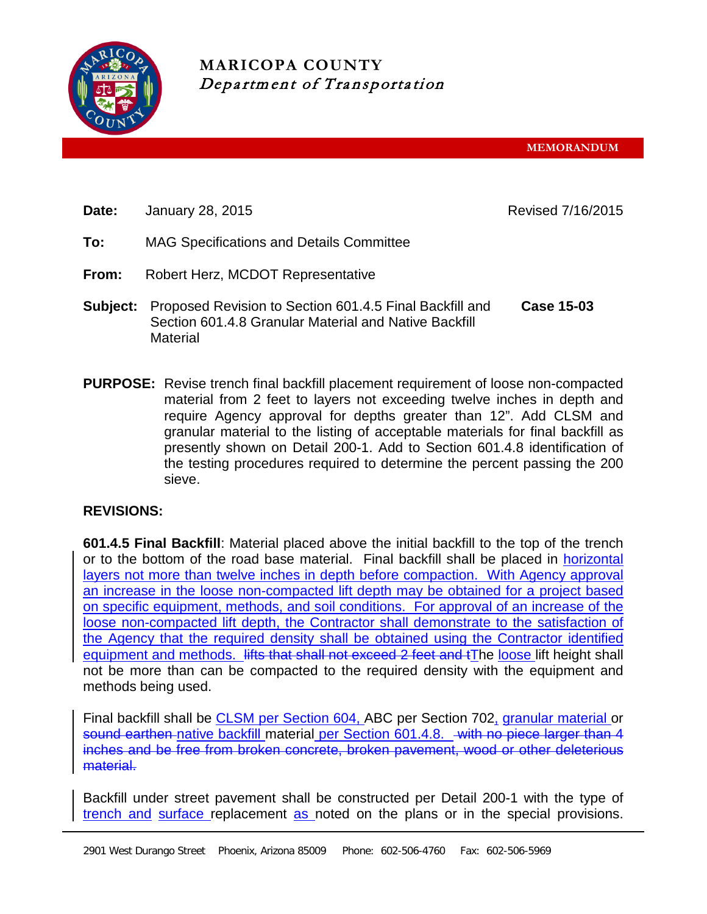**MARICOPA COUNTY**
*Department of Transportation*

**MEMORANDUM**

**Date:** January 28, 2015 Revised 7/16/2015

**To:** MAG Specifications and Details Committee

**From:** Robert Herz, MCDOT Representative

**Subject:** Proposed Revision to Section 601.4.5 Final Backfill and Section 601.4.8 Granular Material and Native Backfill Material **Case 15-03**

**PURPOSE:** Revise trench final backfill placement requirement of loose non-compacted material from 2 feet to layers not exceeding twelve inches in depth and require Agency approval for depths greater than 12". Add CLSM and granular material to the listing of acceptable materials for final backfill as presently shown on Detail 200-1. Add to Section 601.4.8 identification of the testing procedures required to determine the percent passing the 200 sieve.

**REVISIONS:**

**601.4.5 Final Backfill**: Material placed above the initial backfill to the top of the trench or to the bottom of the road base material. Final backfill shall be placed in <u>horizontal layers not more than twelve inches in depth before compaction. With Agency approval an increase in the loose non-compacted lift depth may be obtained for a project based on specific equipment, methods, and soil conditions. For approval of an increase of the loose non-compacted lift depth, the Contractor shall demonstrate to the satisfaction of the Agency that the required density shall be obtained using the Contractor identified equipment and methods.</u> ~~lifts that shall not exceed 2 feet and t~~<u>T</u>he <u>loose</u> lift height shall not be more than can be compacted to the required density with the equipment and methods being used.

Final backfill shall be <u>CLSM per Section 604,</u> ABC per Section 702<u>, granular material</u> or ~~sound earthen~~ <u>native backfill</u> material <u>per Section 601.4.8.</u> ~~with no piece larger than 4 inches and be free from broken concrete, broken pavement, wood or other deleterious material.~~

Backfill under street pavement shall be constructed per Detail 200-1 with the type of <u>trench and</u> <u>surface</u> replacement <u>as</u> noted on the plans or in the special provisions.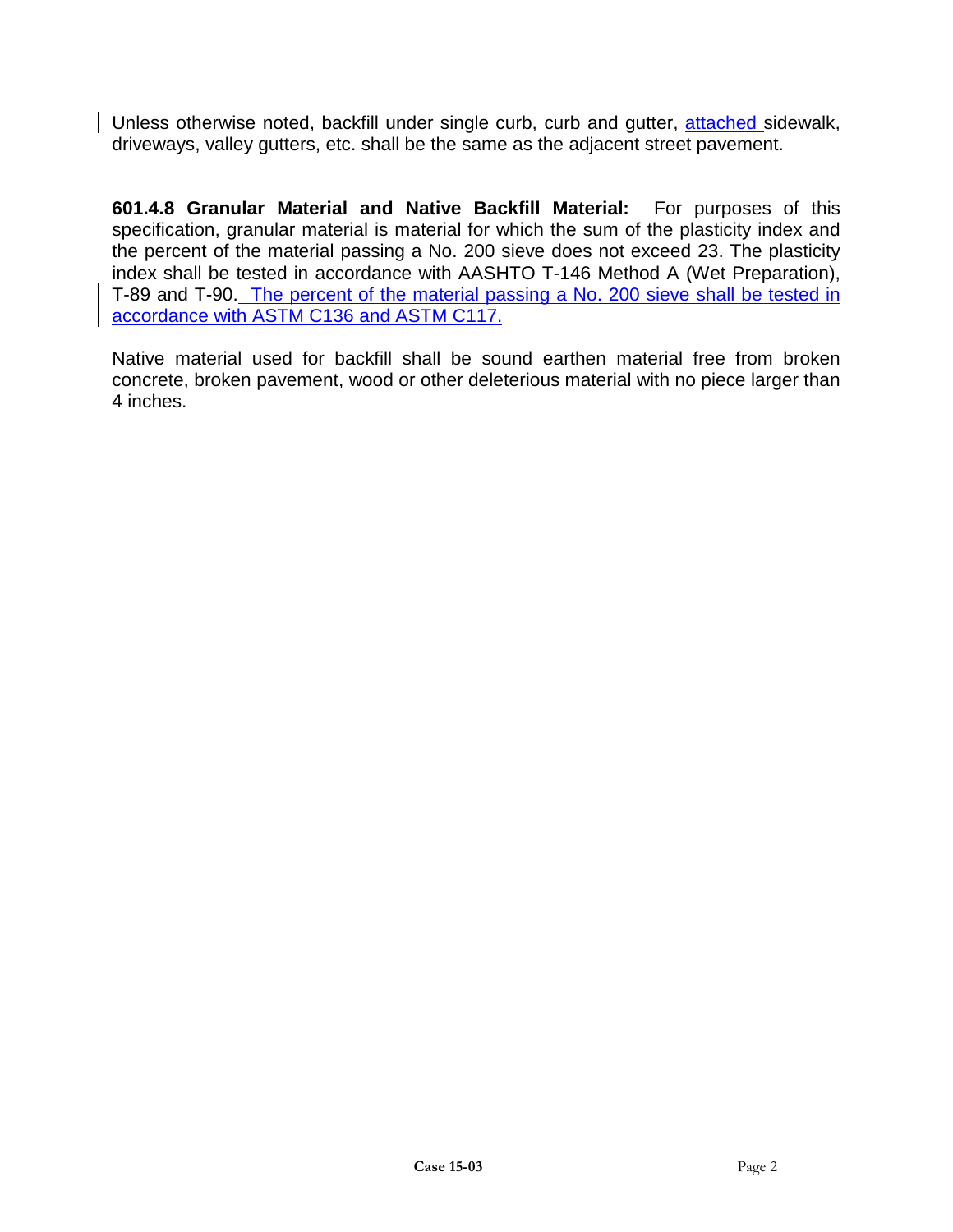Unless otherwise noted, backfill under single curb, curb and gutter, attached sidewalk, driveways, valley gutters, etc. shall be the same as the adjacent street pavement.

**601.4.8 Granular Material and Native Backfill Material:** For purposes of this specification, granular material is material for which the sum of the plasticity index and the percent of the material passing a No. 200 sieve does not exceed 23. The plasticity index shall be tested in accordance with AASHTO T-146 Method A (Wet Preparation), T-89 and T-90. The percent of the material passing a No. 200 sieve shall be tested in accordance with ASTM C136 and ASTM C117.

Native material used for backfill shall be sound earthen material free from broken concrete, broken pavement, wood or other deleterious material with no piece larger than 4 inches.